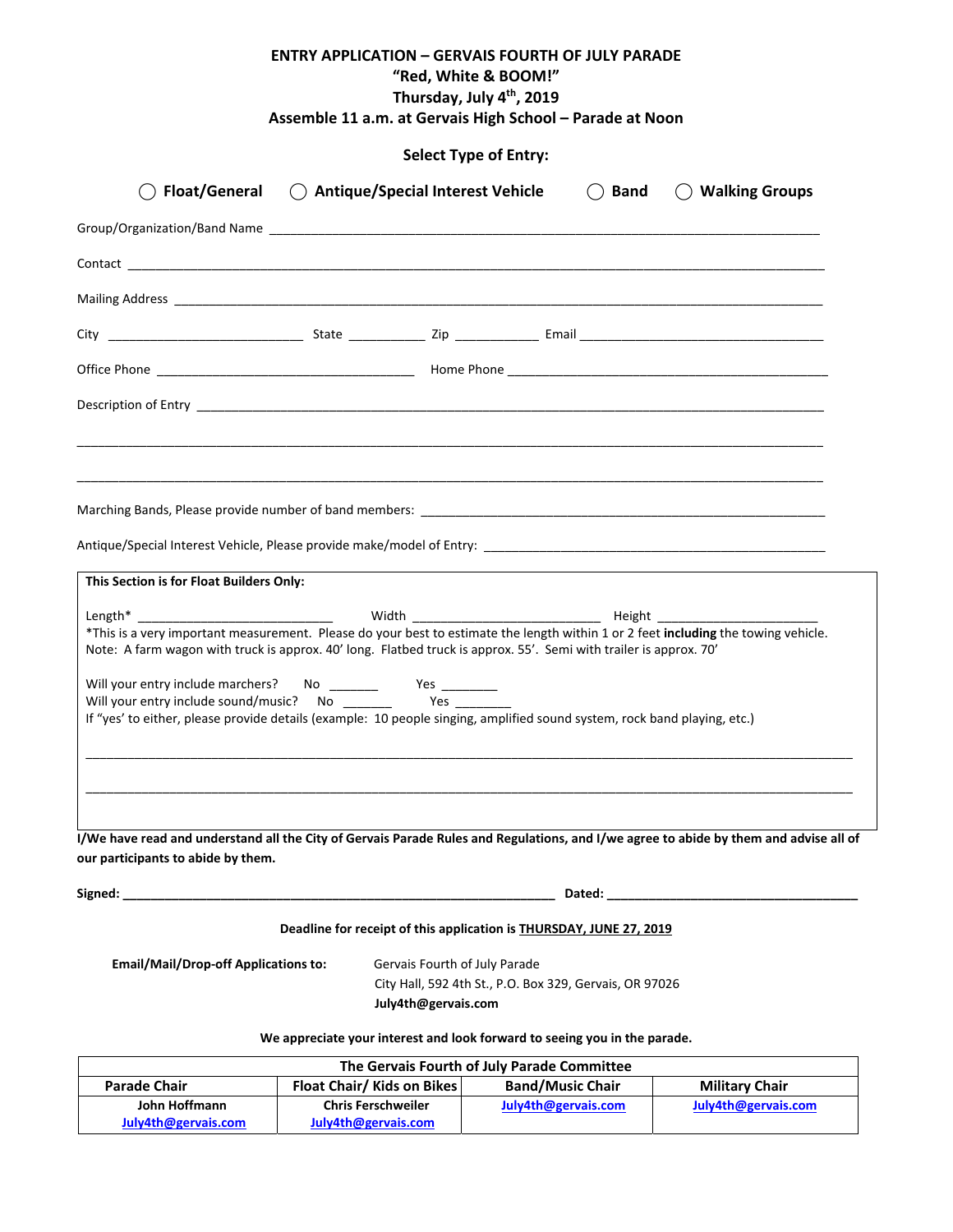# ENTRY APPLICATION – GERVAIS FOURTH OF JULY PARADE

## "Red, White & BOOM!"

## Thursday, July 4th, 2019

## Assemble 11 a.m. at Gervais High School – Parade at Noon

**Select Type of Entry:**

◯ **Float/General** ◯ **Antique/Special Interest Vehicle** ◯ **Band** ◯ **Walking Groups**

Group/Organization/Band Name ______________________________________________________________________________

Contact ______________________________________________________________________________________________

Mailing Address _______________________________________________________________________________________

City ___________________________ State ___________ Zip ____________ Email __________________________________

Office Phone ____________________________________ Home Phone _____________________________________________

Description of Entry ___________________________________________________________________________________

______________________________________________________________________________________________________

______________________________________________________________________________________________________

Marching Bands, Please provide number of band members: _________________________________________________________

Antique/Special Interest Vehicle, Please provide make/model of Entry: ________________________________________________

**This Section is for Float Builders Only:**

Length* ___________________________ Width __________________________ Height ______________________

*This is a very important measurement. Please do your best to estimate the length within 1 or 2 feet **including** the towing vehicle.
Note: A farm wagon with truck is approx. 40' long. Flatbed truck is approx. 55'. Semi with trailer is approx. 70'

Will your entry include marchers? No _______ Yes ________

Will your entry include sound/music? No _______ Yes ________

If "yes' to either, please provide details (example: 10 people singing, amplified sound system, rock band playing, etc.)

______________________________________________________________________________________________________

______________________________________________________________________________________________________

**I/We have read and understand all the City of Gervais Parade Rules and Regulations, and I/we agree to abide by them and advise all of our participants to abide by them.**

**Signed:** _____________________________________________________ **Dated:** ___________________________________

**Deadline for receipt of this application is THURSDAY, JUNE 27, 2019**

**Email/Mail/Drop-off Applications to:**

Gervais Fourth of July Parade
City Hall, 592 4th St., P.O. Box 329, Gervais, OR 97026
**July4th@gervais.com**

**We appreciate your interest and look forward to seeing you in the parade.**

| The Gervais Fourth of July Parade Committee | | | |
|---|---|---|---|
| **Parade Chair** | **Float Chair/ Kids on Bikes** | **Band/Music Chair** | **Military Chair** |
| **John Hoffmann** **July4th@gervais.com** | **Chris Ferschweiler** **July4th@gervais.com** | **July4th@gervais.com** | **July4th@gervais.com** |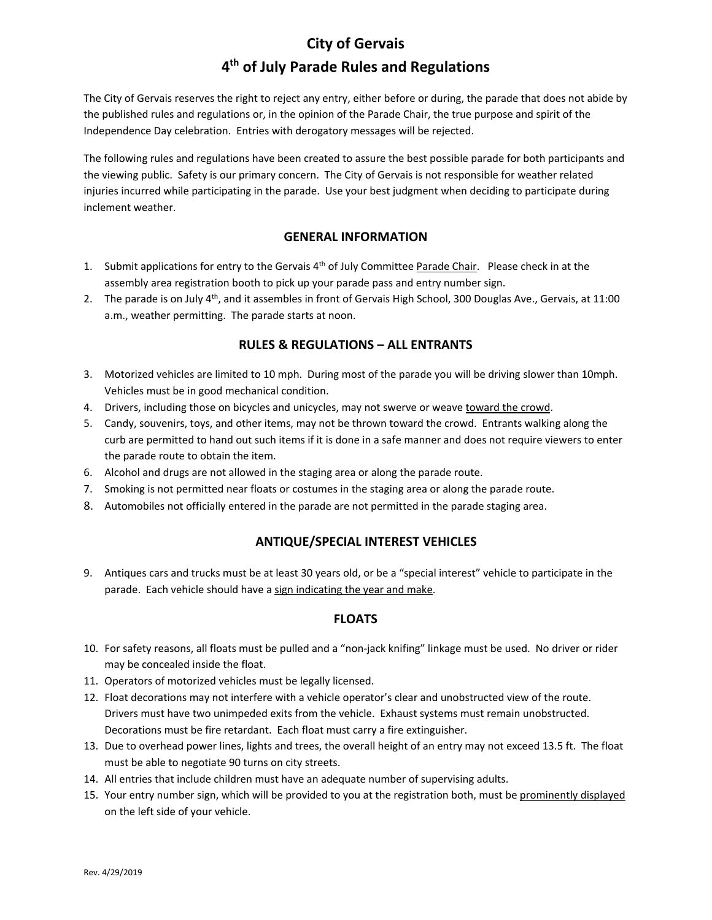# City of Gervais

## 4th of July Parade Rules and Regulations

The City of Gervais reserves the right to reject any entry, either before or during, the parade that does not abide by the published rules and regulations or, in the opinion of the Parade Chair, the true purpose and spirit of the Independence Day celebration. Entries with derogatory messages will be rejected.

The following rules and regulations have been created to assure the best possible parade for both participants and the viewing public. Safety is our primary concern. The City of Gervais is not responsible for weather related injuries incurred while participating in the parade. Use your best judgment when deciding to participate during inclement weather.

### GENERAL INFORMATION

1. Submit applications for entry to the Gervais 4th of July Committee Parade Chair. Please check in at the assembly area registration booth to pick up your parade pass and entry number sign.
2. The parade is on July 4th, and it assembles in front of Gervais High School, 300 Douglas Ave., Gervais, at 11:00 a.m., weather permitting. The parade starts at noon.

### RULES & REGULATIONS – ALL ENTRANTS

3. Motorized vehicles are limited to 10 mph. During most of the parade you will be driving slower than 10mph. Vehicles must be in good mechanical condition.
4. Drivers, including those on bicycles and unicycles, may not swerve or weave toward the crowd.
5. Candy, souvenirs, toys, and other items, may not be thrown toward the crowd. Entrants walking along the curb are permitted to hand out such items if it is done in a safe manner and does not require viewers to enter the parade route to obtain the item.
6. Alcohol and drugs are not allowed in the staging area or along the parade route.
7. Smoking is not permitted near floats or costumes in the staging area or along the parade route.
8. Automobiles not officially entered in the parade are not permitted in the parade staging area.

### ANTIQUE/SPECIAL INTEREST VEHICLES

9. Antiques cars and trucks must be at least 30 years old, or be a "special interest" vehicle to participate in the parade. Each vehicle should have a sign indicating the year and make.

### FLOATS

10. For safety reasons, all floats must be pulled and a "non-jack knifing" linkage must be used. No driver or rider may be concealed inside the float.
11. Operators of motorized vehicles must be legally licensed.
12. Float decorations may not interfere with a vehicle operator's clear and unobstructed view of the route. Drivers must have two unimpeded exits from the vehicle. Exhaust systems must remain unobstructed. Decorations must be fire retardant. Each float must carry a fire extinguisher.
13. Due to overhead power lines, lights and trees, the overall height of an entry may not exceed 13.5 ft. The float must be able to negotiate 90 turns on city streets.
14. All entries that include children must have an adequate number of supervising adults.
15. Your entry number sign, which will be provided to you at the registration both, must be prominently displayed on the left side of your vehicle.

Rev. 4/29/2019